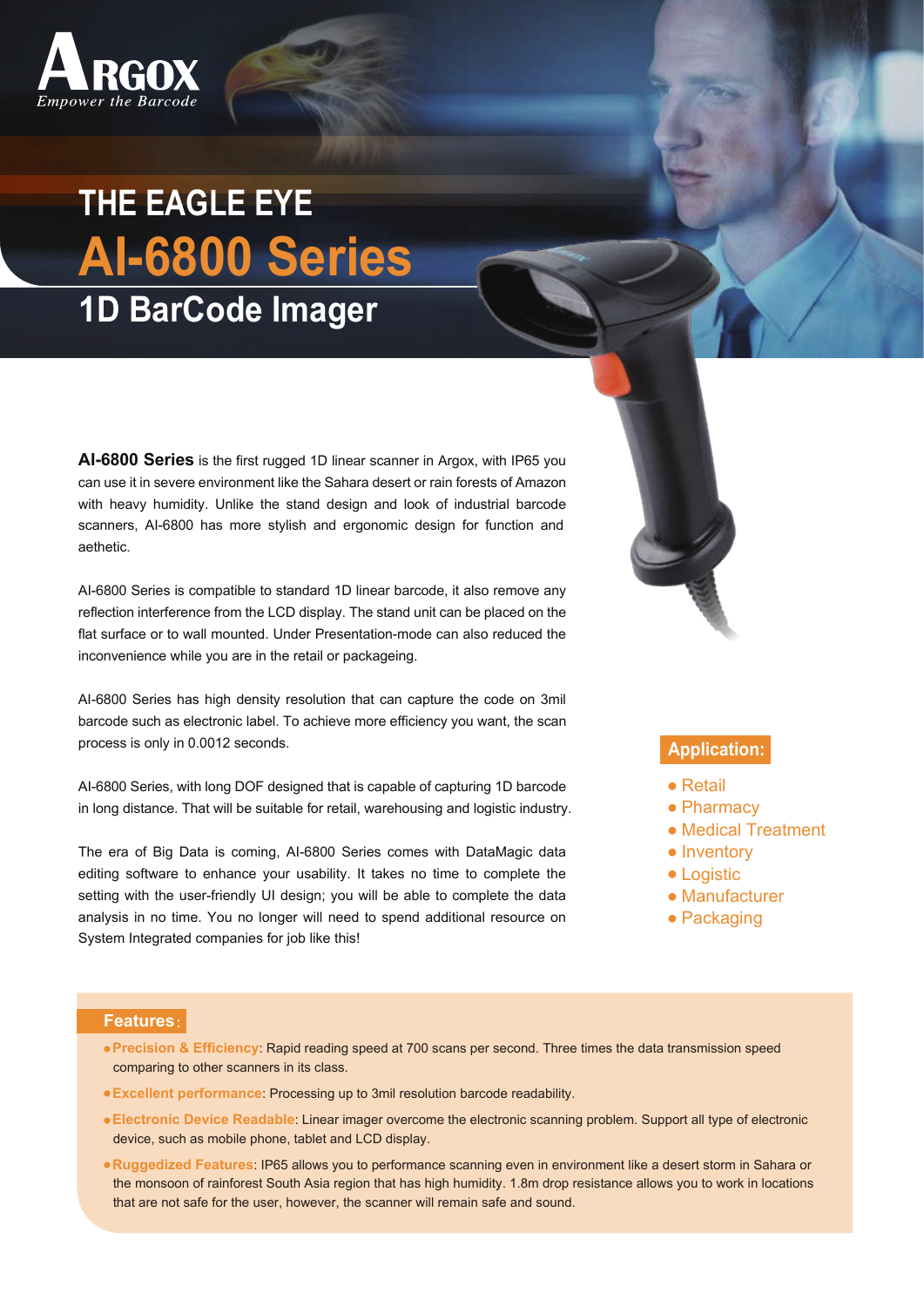ARGOX
*Empower the Barcode*

# THE EAGLE EYE
# AI-6800 Series
## 1D BarCode Imager

**AI-6800 Series** is the first rugged 1D linear scanner in Argox, with IP65 you can use it in severe environment like the Sahara desert or rain forests of Amazon with heavy humidity. Unlike the stand design and look of industrial barcode scanners, AI-6800 has more stylish and ergonomic design for function and aethetic.

AI-6800 Series is compatible to standard 1D linear barcode, it also remove any reflection interference from the LCD display. The stand unit can be placed on the flat surface or to wall mounted. Under Presentation-mode can also reduced the inconvenience while you are in the retail or packageing.

AI-6800 Series has high density resolution that can capture the code on 3mil barcode such as electronic label. To achieve more efficiency you want, the scan process is only in 0.0012 seconds.

AI-6800 Series, with long DOF designed that is capable of capturing 1D barcode in long distance. That will be suitable for retail, warehousing and logistic industry.

The era of Big Data is coming, AI-6800 Series comes with DataMagic data editing software to enhance your usability. It takes no time to complete the setting with the user-friendly UI design; you will be able to complete the data analysis in no time. You no longer will need to spend additional resource on System Integrated companies for job like this!

### Application:

- Retail
- Pharmacy
- Medical Treatment
- Inventory
- Logistic
- Manufacturer
- Packaging

### Features:

- **Precision & Efficiency**: Rapid reading speed at 700 scans per second. Three times the data transmission speed comparing to other scanners in its class.
- **Excellent performance**: Processing up to 3mil resolution barcode readability.
- **Electronic Device Readable**: Linear imager overcome the electronic scanning problem. Support all type of electronic device, such as mobile phone, tablet and LCD display.
- **Ruggedized Features**: IP65 allows you to performance scanning even in environment like a desert storm in Sahara or the monsoon of rainforest South Asia region that has high humidity. 1.8m drop resistance allows you to work in locations that are not safe for the user, however, the scanner will remain safe and sound.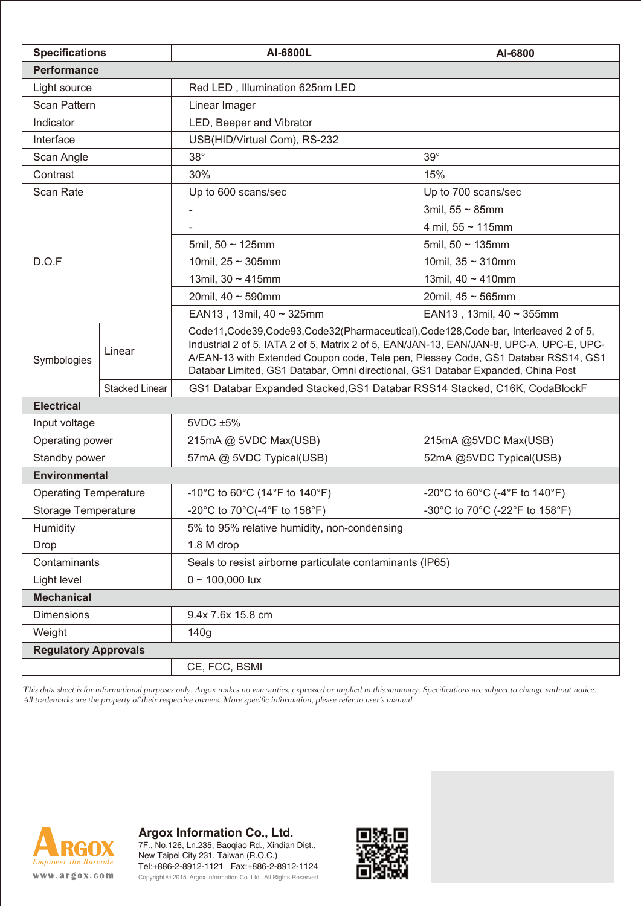| Specifications | | AI-6800L | AI-6800 |
|---|---|---|---|
| **Performance** | | | |
| Light source | | Red LED , Illumination 625nm LED | |
| Scan Pattern | | Linear Imager | |
| Indicator | | LED, Beeper and Vibrator | |
| Interface | | USB(HID/Virtual Com), RS-232 | |
| Scan Angle | | 38° | 39° |
| Contrast | | 30% | 15% |
| Scan Rate | | Up to 600 scans/sec | Up to 700 scans/sec |
| D.O.F | | - | 3mil, 55 ~ 85mm |
| | | - | 4 mil, 55 ~ 115mm |
| | | 5mil, 50 ~ 125mm | 5mil, 50 ~ 135mm |
| | | 10mil, 25 ~ 305mm | 10mil, 35 ~ 310mm |
| | | 13mil, 30 ~ 415mm | 13mil, 40 ~ 410mm |
| | | 20mil, 40 ~ 590mm | 20mil, 45 ~ 565mm |
| | | EAN13 , 13mil, 40 ~ 325mm | EAN13 , 13mil, 40 ~ 355mm |
| Symbologies | Linear | Code11,Code39,Code93,Code32(Pharmaceutical),Code128,Code bar, Interleaved 2 of 5, Industrial 2 of 5, IATA 2 of 5, Matrix 2 of 5, EAN/JAN-13, EAN/JAN-8, UPC-A, UPC-E, UPC-A/EAN-13 with Extended Coupon code, Tele pen, Plessey Code, GS1 Databar RSS14, GS1 Databar Limited, GS1 Databar, Omni directional, GS1 Databar Expanded, China Post | |
| | Stacked Linear | GS1 Databar Expanded Stacked,GS1 Databar RSS14 Stacked, C16K, CodaBlockF | |
| **Electrical** | | | |
| Input voltage | | 5VDC ±5% | |
| Operating power | | 215mA @ 5VDC Max(USB) | 215mA @5VDC Max(USB) |
| Standby power | | 57mA @ 5VDC Typical(USB) | 52mA @5VDC Typical(USB) |
| **Environmental** | | | |
| Operating Temperature | | -10°C to 60°C (14°F to 140°F) | -20°C to 60°C (-4°F to 140°F) |
| Storage Temperature | | -20°C to 70°C(-4°F to 158°F) | -30°C to 70°C (-22°F to 158°F) |
| Humidity | | 5% to 95% relative humidity, non-condensing | |
| Drop | | 1.8 M drop | |
| Contaminants | | Seals to resist airborne particulate contaminants (IP65) | |
| Light level | | 0 ~ 100,000 lux | |
| **Mechanical** | | | |
| Dimensions | | 9.4x 7.6x 15.8 cm | |
| Weight | | 140g | |
| **Regulatory Approvals** | | | |
| | | CE, FCC, BSMI | |

*This data sheet is for informational purposes only. Argox makes no warranties, expressed or implied in this summary. Specifications are subject to change without notice. All trademarks are the property of their respective owners. More specific information, please refer to user's manual.*

ARGOX
Empower the Barcode
www.argox.com

**Argox Information Co., Ltd.**
7F., No.126, Ln.235, Baoqiao Rd., Xindian Dist.,
New Taipei City 231, Taiwan (R.O.C.)
Tel:+886-2-8912-1121 Fax:+886-2-8912-1124
Copyright © 2015. Argox Information Co. Ltd., All Rights Reserved.